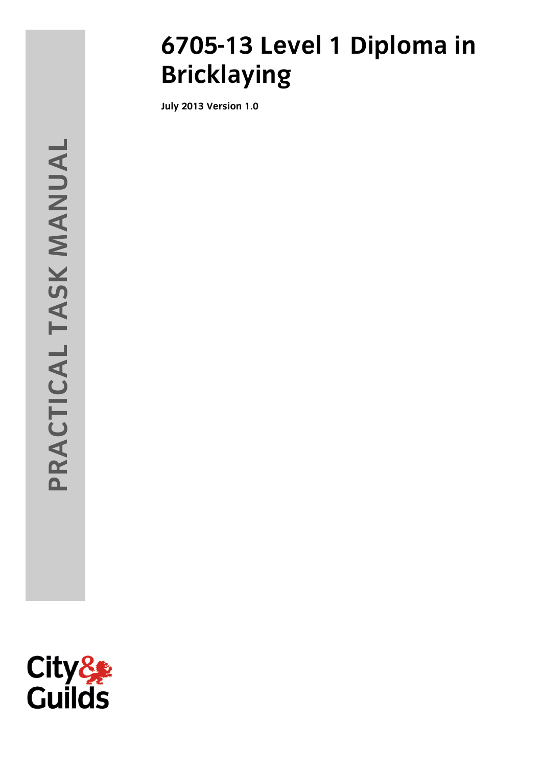# 6705-13 Level 1 Diploma in Bricklaying

**July 2013 Version 1.0**

PRACTICAL TASK MANUAL

City & Guilds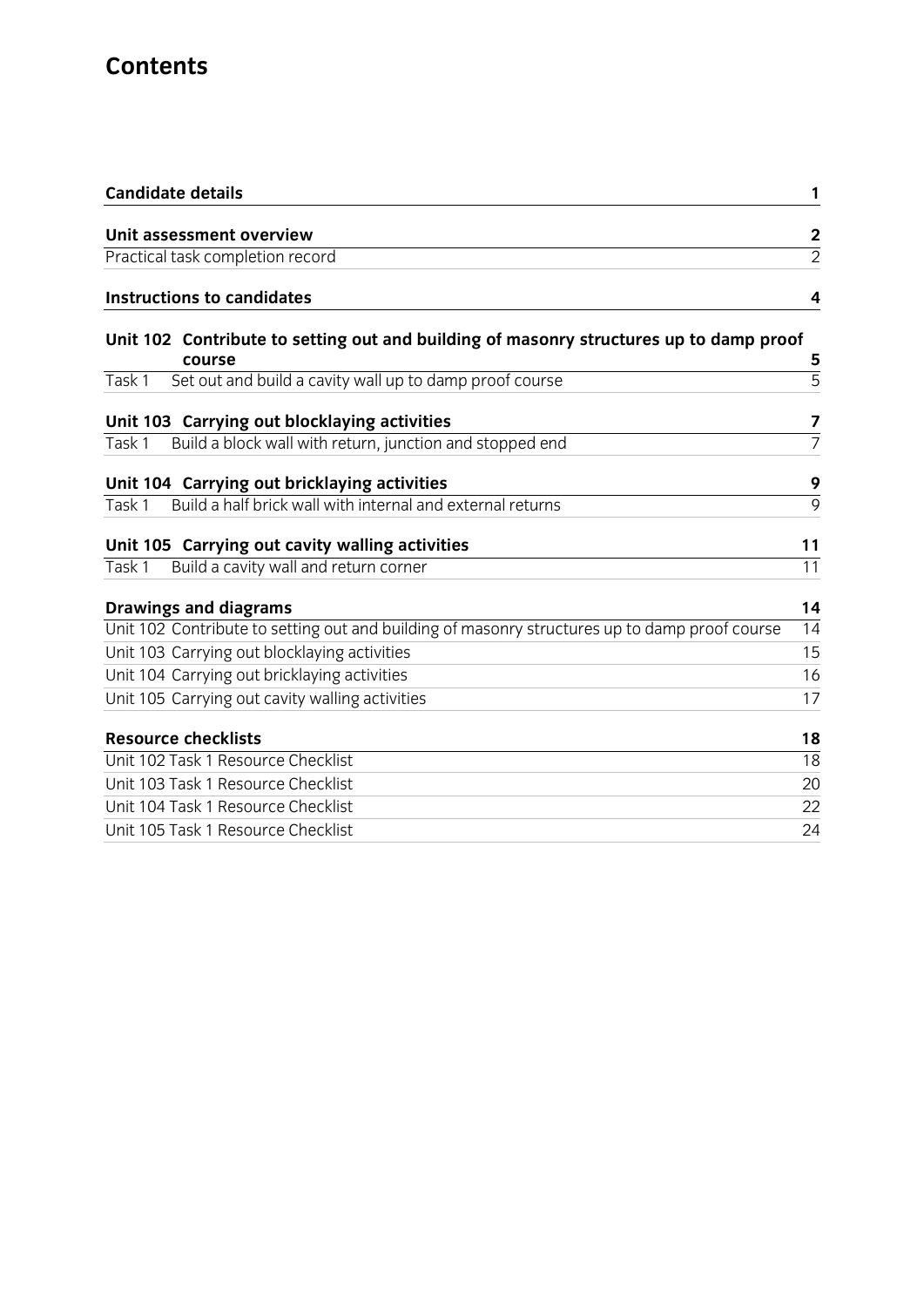# Contents

| | |
|---|---|
| **Candidate details** | **1** |
| **Unit assessment overview** | **2** |
| Practical task completion record | 2 |
| **Instructions to candidates** | **4** |
| **Unit 102 Contribute to setting out and building of masonry structures up to damp proof course** | **5** |
| Task 1 Set out and build a cavity wall up to damp proof course | 5 |
| **Unit 103 Carrying out blocklaying activities** | **7** |
| Task 1 Build a block wall with return, junction and stopped end | 7 |
| **Unit 104 Carrying out bricklaying activities** | **9** |
| Task 1 Build a half brick wall with internal and external returns | 9 |
| **Unit 105 Carrying out cavity walling activities** | **11** |
| Task 1 Build a cavity wall and return corner | 11 |
| **Drawings and diagrams** | **14** |
| Unit 102 Contribute to setting out and building of masonry structures up to damp proof course | 14 |
| Unit 103 Carrying out blocklaying activities | 15 |
| Unit 104 Carrying out bricklaying activities | 16 |
| Unit 105 Carrying out cavity walling activities | 17 |
| **Resource checklists** | **18** |
| Unit 102 Task 1 Resource Checklist | 18 |
| Unit 103 Task 1 Resource Checklist | 20 |
| Unit 104 Task 1 Resource Checklist | 22 |
| Unit 105 Task 1 Resource Checklist | 24 |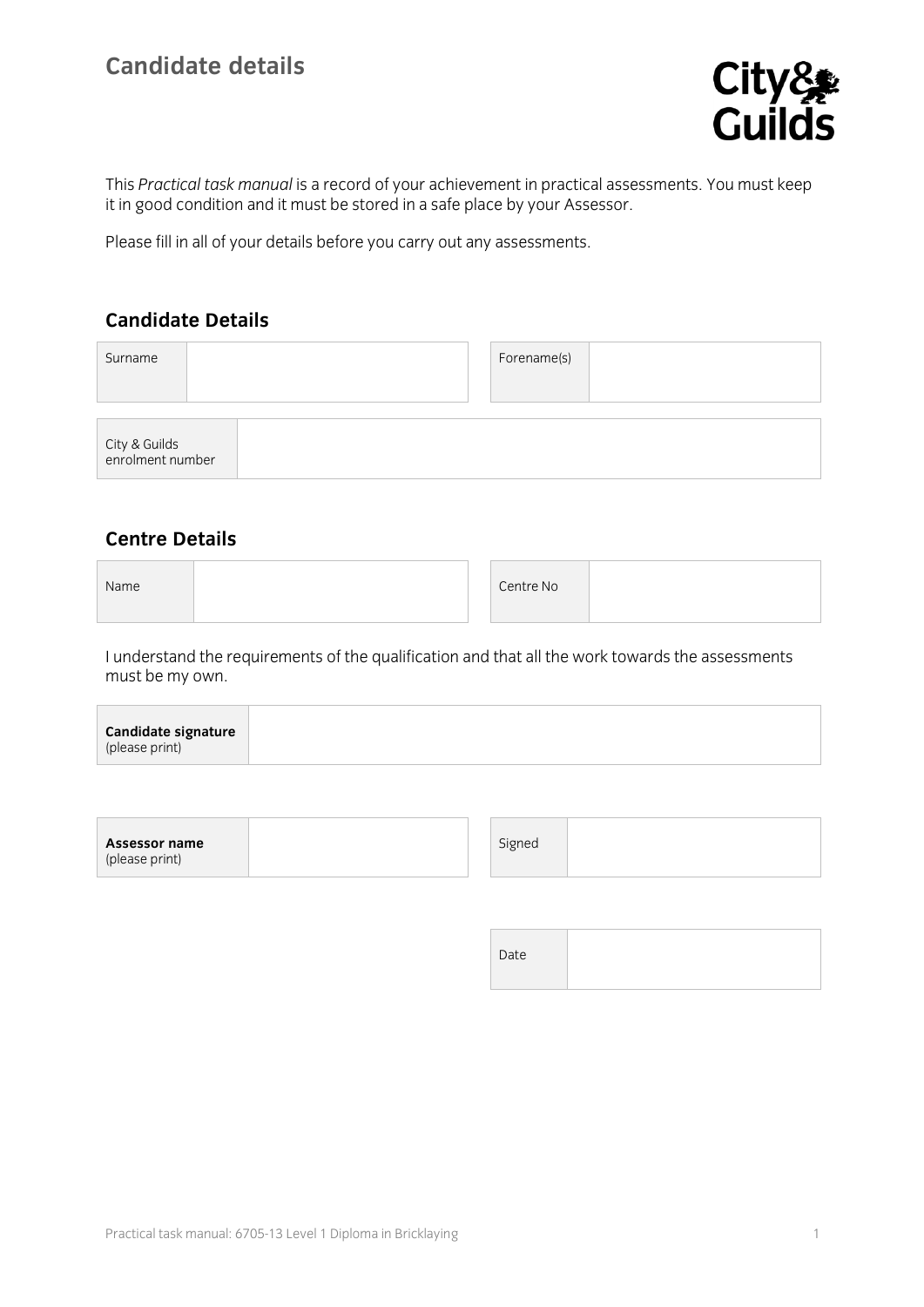# Candidate details

This *Practical task manual* is a record of your achievement in practical assessments. You must keep it in good condition and it must be stored in a safe place by your Assessor.

Please fill in all of your details before you carry out any assessments.

## Candidate Details

| Surname | | Forename(s) | |
|---|---|---|---|

| City & Guilds enrolment number | |
|---|---|

## Centre Details

| Name | | Centre No | |
|---|---|---|---|

I understand the requirements of the qualification and that all the work towards the assessments must be my own.

| **Candidate signature** (please print) | |
|---|---|

| **Assessor name** (please print) | | Signed | |
|---|---|---|---|

| Date | |
|---|---|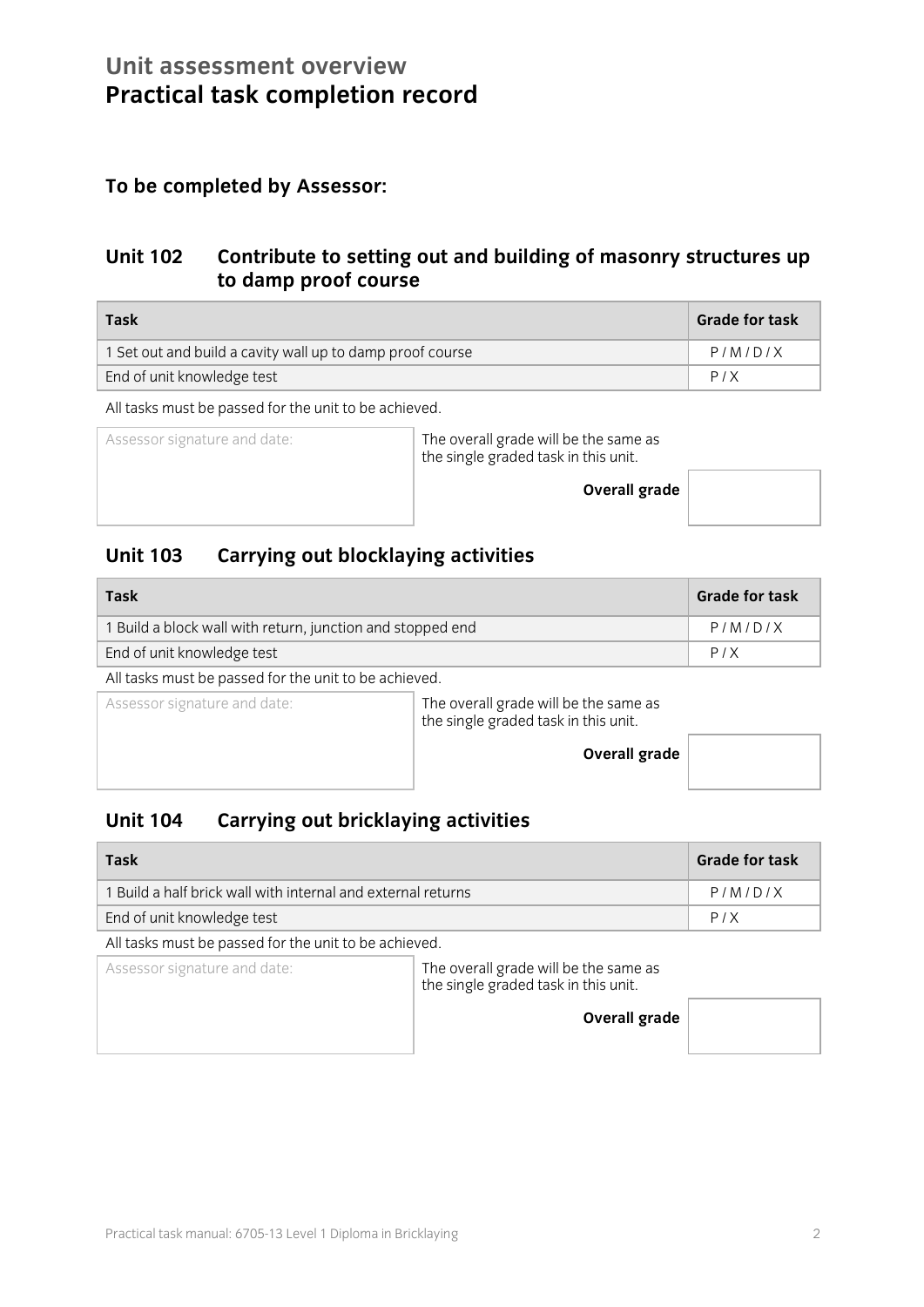## Unit assessment overview

# Practical task completion record

### To be completed by Assessor:

### Unit 102 Contribute to setting out and building of masonry structures up to damp proof course

| Task | Grade for task |
| --- | --- |
| 1 Set out and build a cavity wall up to damp proof course | P / M / D / X |
| End of unit knowledge test | P / X |

All tasks must be passed for the unit to be achieved.

| Assessor signature and date: | The overall grade will be the same as the single graded task in this unit. |
| --- | --- |
| | **Overall grade** |

### Unit 103 Carrying out blocklaying activities

| Task | Grade for task |
| --- | --- |
| 1 Build a block wall with return, junction and stopped end | P / M / D / X |
| End of unit knowledge test | P / X |

All tasks must be passed for the unit to be achieved.

| Assessor signature and date: | The overall grade will be the same as the single graded task in this unit. |
| --- | --- |
| | **Overall grade** |

### Unit 104 Carrying out bricklaying activities

| Task | Grade for task |
| --- | --- |
| 1 Build a half brick wall with internal and external returns | P / M / D / X |
| End of unit knowledge test | P / X |

All tasks must be passed for the unit to be achieved.

| Assessor signature and date: | The overall grade will be the same as the single graded task in this unit. |
| --- | --- |
| | **Overall grade** |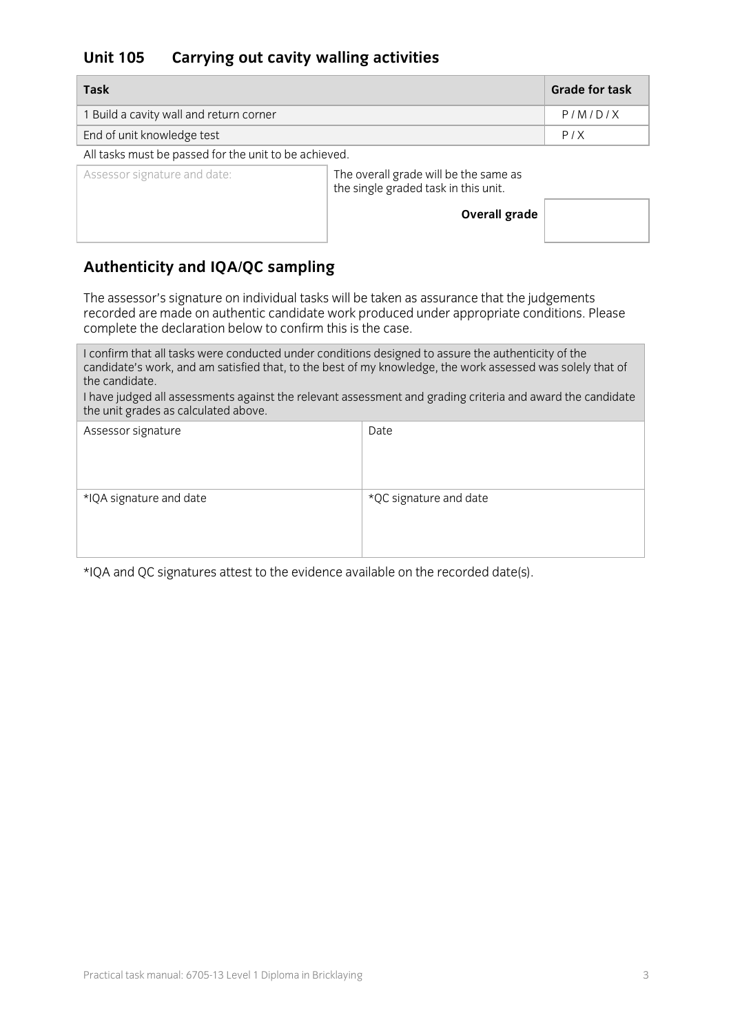## Unit 105 Carrying out cavity walling activities

| Task | Grade for task |
| --- | --- |
| 1 Build a cavity wall and return corner | P / M / D / X |
| End of unit knowledge test | P / X |

All tasks must be passed for the unit to be achieved.

| Assessor signature and date: | The overall grade will be the same as the single graded task in this unit.<br><br>**Overall grade** | |
| --- | --- | --- |

## Authenticity and IQA/QC sampling

The assessor's signature on individual tasks will be taken as assurance that the judgements recorded are made on authentic candidate work produced under appropriate conditions. Please complete the declaration below to confirm this is the case.

| I confirm that all tasks were conducted under conditions designed to assure the authenticity of the candidate's work, and am satisfied that, to the best of my knowledge, the work assessed was solely that of the candidate.<br>I have judged all assessments against the relevant assessment and grading criteria and award the candidate the unit grades as calculated above. | |
| --- | --- |
| Assessor signature | Date |
| *IQA signature and date | *QC signature and date |

*IQA and QC signatures attest to the evidence available on the recorded date(s).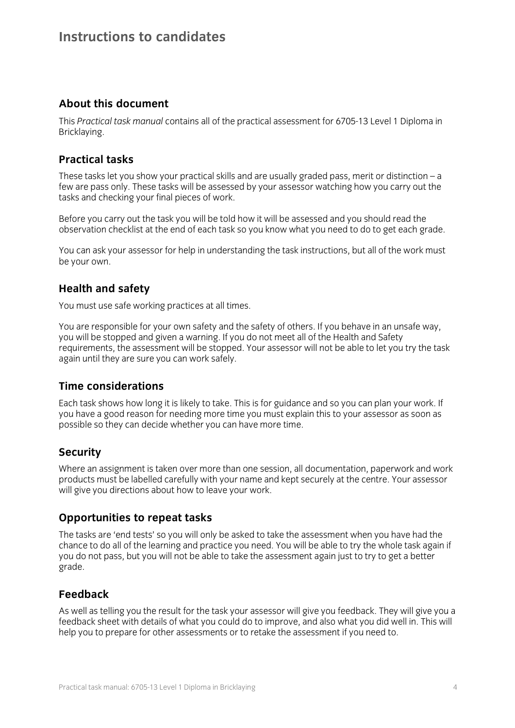# Instructions to candidates

## About this document

This *Practical task manual* contains all of the practical assessment for 6705-13 Level 1 Diploma in Bricklaying.

## Practical tasks

These tasks let you show your practical skills and are usually graded pass, merit or distinction – a few are pass only. These tasks will be assessed by your assessor watching how you carry out the tasks and checking your final pieces of work.

Before you carry out the task you will be told how it will be assessed and you should read the observation checklist at the end of each task so you know what you need to do to get each grade.

You can ask your assessor for help in understanding the task instructions, but all of the work must be your own.

## Health and safety

You must use safe working practices at all times.

You are responsible for your own safety and the safety of others. If you behave in an unsafe way, you will be stopped and given a warning. If you do not meet all of the Health and Safety requirements, the assessment will be stopped. Your assessor will not be able to let you try the task again until they are sure you can work safely.

## Time considerations

Each task shows how long it is likely to take. This is for guidance and so you can plan your work. If you have a good reason for needing more time you must explain this to your assessor as soon as possible so they can decide whether you can have more time.

## Security

Where an assignment is taken over more than one session, all documentation, paperwork and work products must be labelled carefully with your name and kept securely at the centre. Your assessor will give you directions about how to leave your work.

## Opportunities to repeat tasks

The tasks are 'end tests' so you will only be asked to take the assessment when you have had the chance to do all of the learning and practice you need. You will be able to try the whole task again if you do not pass, but you will not be able to take the assessment again just to try to get a better grade.

## Feedback

As well as telling you the result for the task your assessor will give you feedback. They will give you a feedback sheet with details of what you could do to improve, and also what you did well in. This will help you to prepare for other assessments or to retake the assessment if you need to.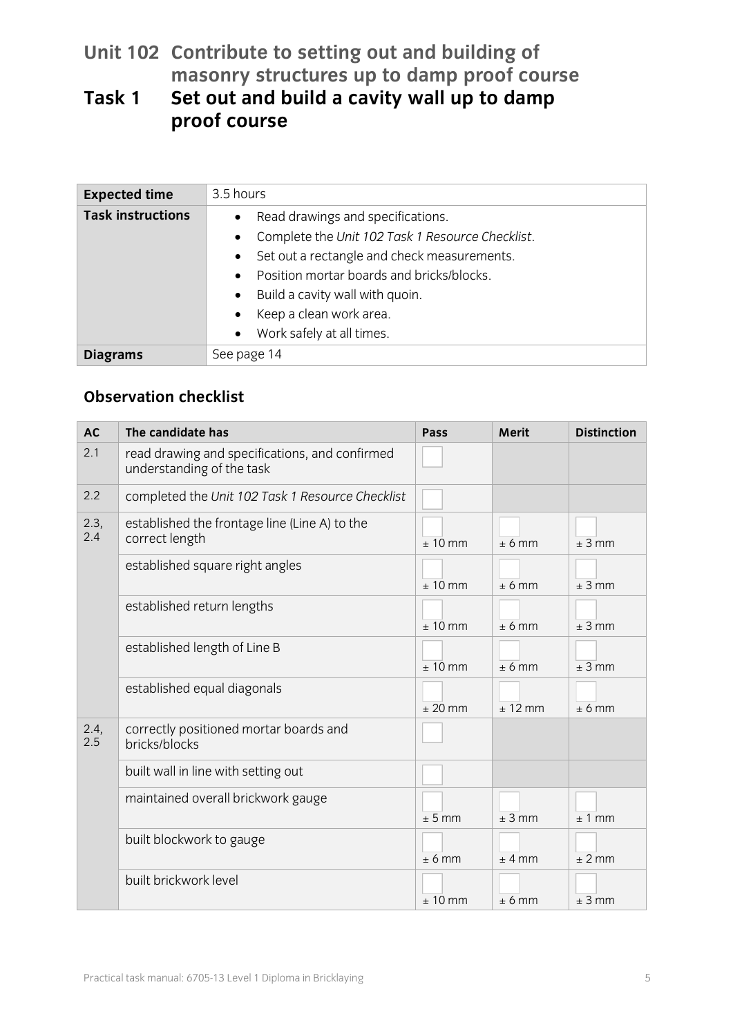# Unit 102 Contribute to setting out and building of masonry structures up to damp proof course

## Task 1 Set out and build a cavity wall up to damp proof course

| **Expected time** | 3.5 hours |
|---|---|
| **Task instructions** | • Read drawings and specifications.<br>• Complete the *Unit 102 Task 1 Resource Checklist*.<br>• Set out a rectangle and check measurements.<br>• Position mortar boards and bricks/blocks.<br>• Build a cavity wall with quoin.<br>• Keep a clean work area.<br>• Work safely at all times. |
| **Diagrams** | See page 14 |

### Observation checklist

| **AC** | **The candidate has** | **Pass** | **Merit** | **Distinction** |
|---|---|---|---|---|
| 2.1 | read drawing and specifications, and confirmed understanding of the task | ☐ | | |
| 2.2 | completed the *Unit 102 Task 1 Resource Checklist* | ☐ | | |
| 2.3, 2.4 | established the frontage line (Line A) to the correct length | ☐ ± 10 mm | ☐ ± 6 mm | ☐ ± 3 mm |
| | established square right angles | ☐ ± 10 mm | ☐ ± 6 mm | ☐ ± 3 mm |
| | established return lengths | ☐ ± 10 mm | ☐ ± 6 mm | ☐ ± 3 mm |
| | established length of Line B | ☐ ± 10 mm | ☐ ± 6 mm | ☐ ± 3 mm |
| | established equal diagonals | ☐ ± 20 mm | ☐ ± 12 mm | ☐ ± 6 mm |
| 2.4, 2.5 | correctly positioned mortar boards and bricks/blocks | ☐ | | |
| | built wall in line with setting out | ☐ | | |
| | maintained overall brickwork gauge | ☐ ± 5 mm | ☐ ± 3 mm | ☐ ± 1 mm |
| | built blockwork to gauge | ☐ ± 6 mm | ☐ ± 4 mm | ☐ ± 2 mm |
| | built brickwork level | ☐ ± 10 mm | ☐ ± 6 mm | ☐ ± 3 mm |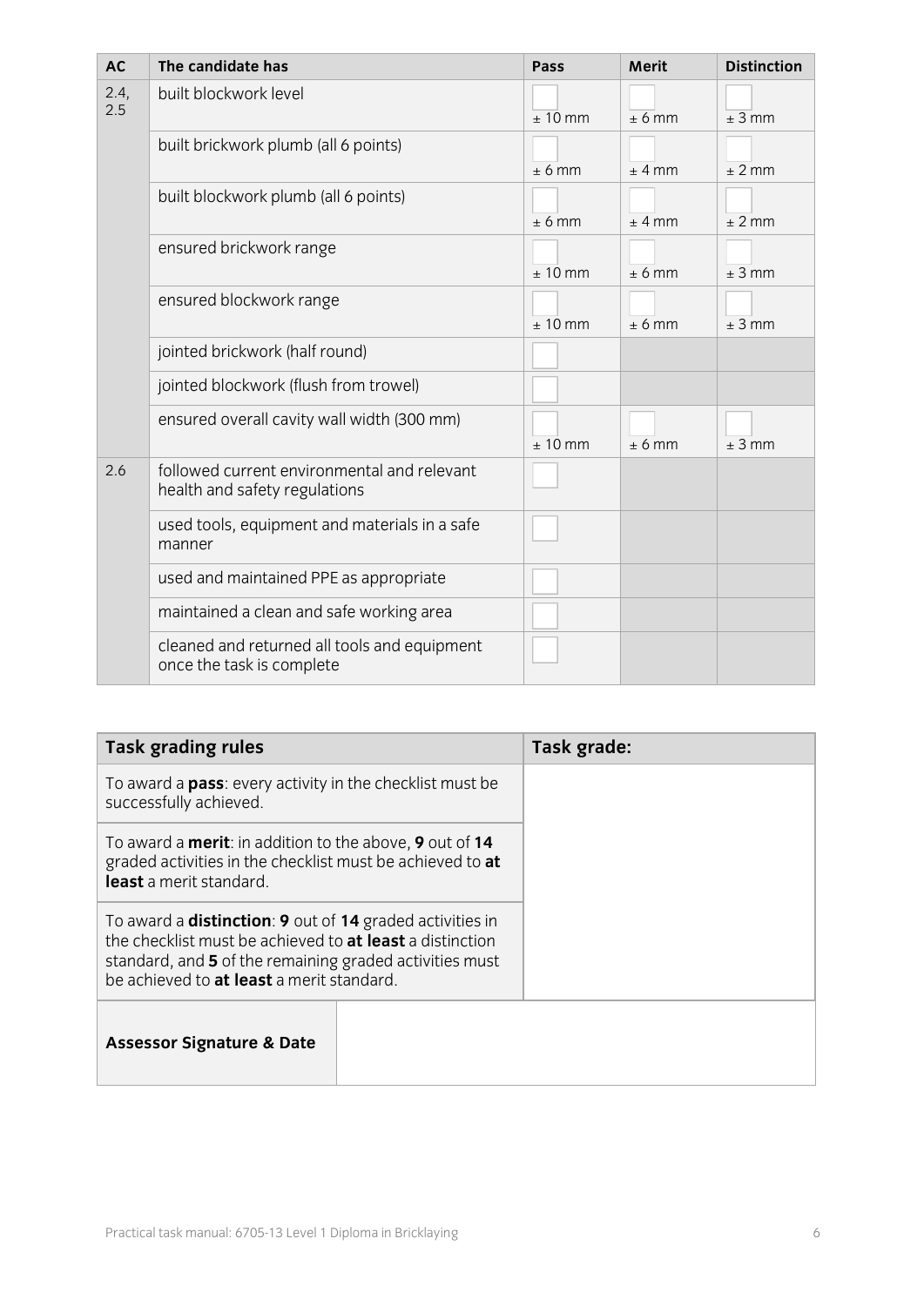| AC | The candidate has | Pass | Merit | Distinction |
|---|---|---|---|---|
| 2.4, 2.5 | built blockwork level | ± 10 mm | ± 6 mm | ± 3 mm |
| | built brickwork plumb (all 6 points) | ± 6 mm | ± 4 mm | ± 2 mm |
| | built blockwork plumb (all 6 points) | ± 6 mm | ± 4 mm | ± 2 mm |
| | ensured brickwork range | ± 10 mm | ± 6 mm | ± 3 mm |
| | ensured blockwork range | ± 10 mm | ± 6 mm | ± 3 mm |
| | jointed brickwork (half round) | | | |
| | jointed blockwork (flush from trowel) | | | |
| | ensured overall cavity wall width (300 mm) | ± 10 mm | ± 6 mm | ± 3 mm |
| 2.6 | followed current environmental and relevant health and safety regulations | | | |
| | used tools, equipment and materials in a safe manner | | | |
| | used and maintained PPE as appropriate | | | |
| | maintained a clean and safe working area | | | |
| | cleaned and returned all tools and equipment once the task is complete | | | |

| Task grading rules | Task grade: |
|---|---|
| To award a **pass**: every activity in the checklist must be successfully achieved. | |
| To award a **merit**: in addition to the above, **9** out of **14** graded activities in the checklist must be achieved to **at least** a merit standard. | |
| To award a **distinction**: **9** out of **14** graded activities in the checklist must be achieved to **at least** a distinction standard, and **5** of the remaining graded activities must be achieved to **at least** a merit standard. | |
| **Assessor Signature & Date** | |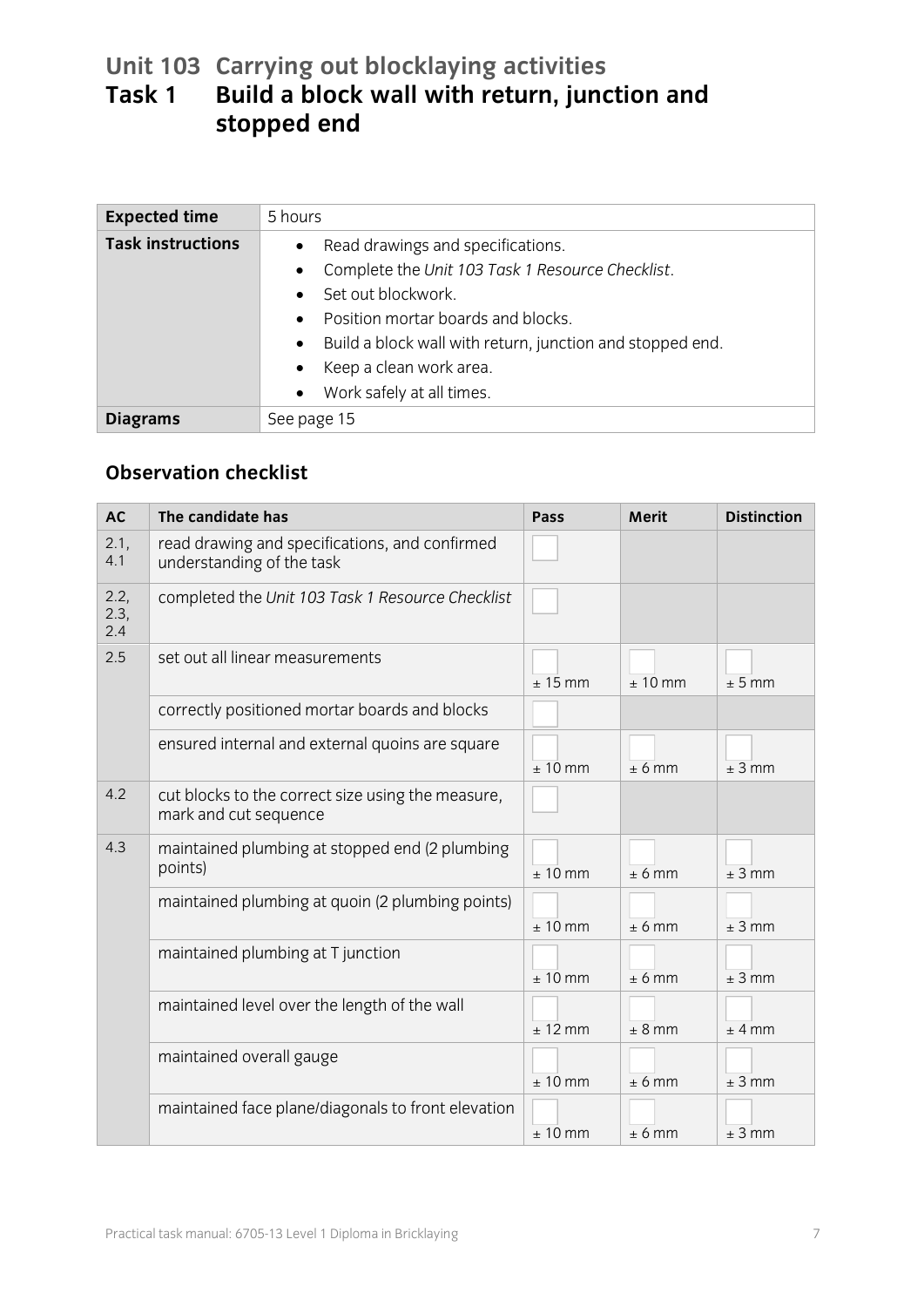# Unit 103 Carrying out blocklaying activities
## Task 1 Build a block wall with return, junction and stopped end

| Expected time | 5 hours |
|---|---|
| **Task instructions** | • Read drawings and specifications.<br>• Complete the *Unit 103 Task 1 Resource Checklist*.<br>• Set out blockwork.<br>• Position mortar boards and blocks.<br>• Build a block wall with return, junction and stopped end.<br>• Keep a clean work area.<br>• Work safely at all times. |
| **Diagrams** | See page 15 |

### Observation checklist

| AC | The candidate has | Pass | Merit | Distinction |
|---|---|---|---|---|
| 2.1, 4.1 | read drawing and specifications, and confirmed understanding of the task | | | |
| 2.2, 2.3, 2.4 | completed the *Unit 103 Task 1 Resource Checklist* | | | |
| 2.5 | set out all linear measurements | ± 15 mm | ± 10 mm | ± 5 mm |
| | correctly positioned mortar boards and blocks | | | |
| | ensured internal and external quoins are square | ± 10 mm | ± 6 mm | ± 3 mm |
| 4.2 | cut blocks to the correct size using the measure, mark and cut sequence | | | |
| 4.3 | maintained plumbing at stopped end (2 plumbing points) | ± 10 mm | ± 6 mm | ± 3 mm |
| | maintained plumbing at quoin (2 plumbing points) | ± 10 mm | ± 6 mm | ± 3 mm |
| | maintained plumbing at T junction | ± 10 mm | ± 6 mm | ± 3 mm |
| | maintained level over the length of the wall | ± 12 mm | ± 8 mm | ± 4 mm |
| | maintained overall gauge | ± 10 mm | ± 6 mm | ± 3 mm |
| | maintained face plane/diagonals to front elevation | ± 10 mm | ± 6 mm | ± 3 mm |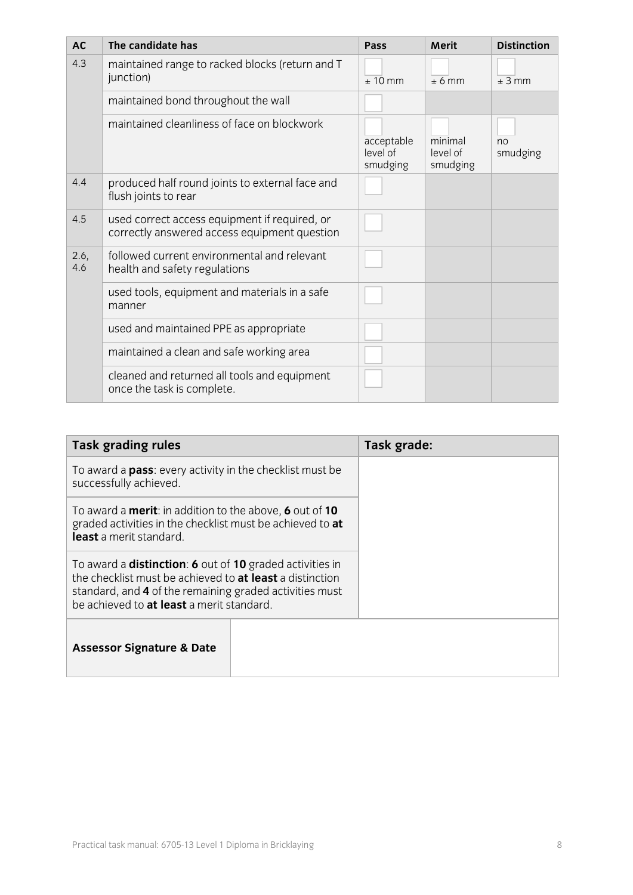| AC | The candidate has | Pass | Merit | Distinction |
|---|---|---|---|---|
| 4.3 | maintained range to racked blocks (return and T junction) | ± 10 mm | ± 6 mm | ± 3 mm |
| | maintained bond throughout the wall | | | |
| | maintained cleanliness of face on blockwork | acceptable level of smudging | minimal level of smudging | no smudging |
| 4.4 | produced half round joints to external face and flush joints to rear | | | |
| 4.5 | used correct access equipment if required, or correctly answered access equipment question | | | |
| 2.6, 4.6 | followed current environmental and relevant health and safety regulations | | | |
| | used tools, equipment and materials in a safe manner | | | |
| | used and maintained PPE as appropriate | | | |
| | maintained a clean and safe working area | | | |
| | cleaned and returned all tools and equipment once the task is complete. | | | |

| Task grading rules | Task grade: |
|---|---|
| To award a **pass**: every activity in the checklist must be successfully achieved. | |
| To award a **merit**: in addition to the above, **6** out of **10** graded activities in the checklist must be achieved to **at least** a merit standard. | |
| To award a **distinction**: **6** out of **10** graded activities in the checklist must be achieved to **at least** a distinction standard, and **4** of the remaining graded activities must be achieved to **at least** a merit standard. | |

| **Assessor Signature & Date** | |
|---|---|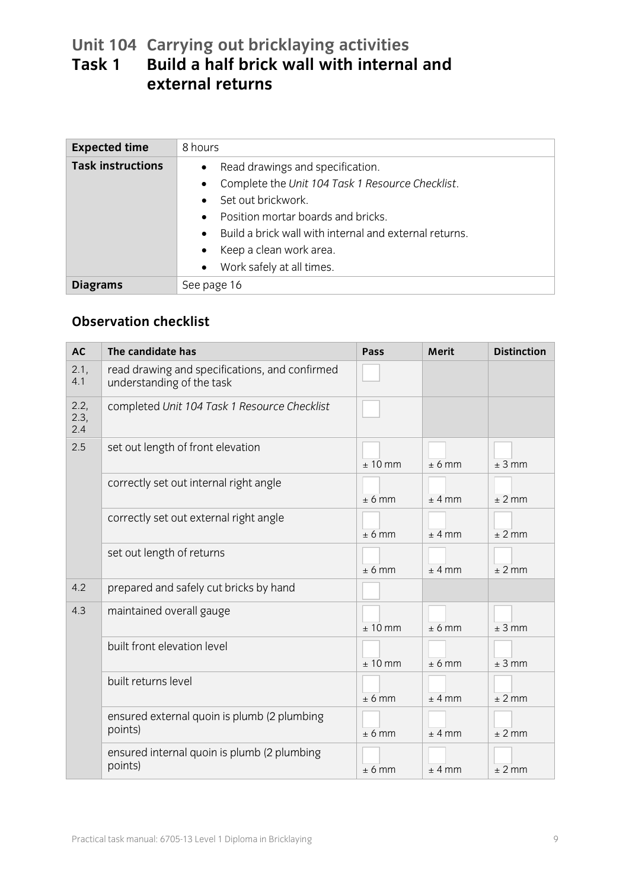# Unit 104 Carrying out bricklaying activities
# Task 1 Build a half brick wall with internal and external returns

| **Expected time** | 8 hours |
|---|---|
| **Task instructions** | • Read drawings and specification.<br>• Complete the *Unit 104 Task 1 Resource Checklist*.<br>• Set out brickwork.<br>• Position mortar boards and bricks.<br>• Build a brick wall with internal and external returns.<br>• Keep a clean work area.<br>• Work safely at all times. |
| **Diagrams** | See page 16 |

## Observation checklist

| AC | The candidate has | Pass | Merit | Distinction |
|---|---|---|---|---|
| 2.1, 4.1 | read drawing and specifications, and confirmed understanding of the task | ☐ | | |
| 2.2, 2.3, 2.4 | completed *Unit 104 Task 1 Resource Checklist* | ☐ | | |
| 2.5 | set out length of front elevation | ☐ ± 10 mm | ☐ ± 6 mm | ☐ ± 3 mm |
| | correctly set out internal right angle | ☐ ± 6 mm | ☐ ± 4 mm | ☐ ± 2 mm |
| | correctly set out external right angle | ☐ ± 6 mm | ☐ ± 4 mm | ☐ ± 2 mm |
| | set out length of returns | ☐ ± 6 mm | ☐ ± 4 mm | ☐ ± 2 mm |
| 4.2 | prepared and safely cut bricks by hand | ☐ | | |
| 4.3 | maintained overall gauge | ☐ ± 10 mm | ☐ ± 6 mm | ☐ ± 3 mm |
| | built front elevation level | ☐ ± 10 mm | ☐ ± 6 mm | ☐ ± 3 mm |
| | built returns level | ☐ ± 6 mm | ☐ ± 4 mm | ☐ ± 2 mm |
| | ensured external quoin is plumb (2 plumbing points) | ☐ ± 6 mm | ☐ ± 4 mm | ☐ ± 2 mm |
| | ensured internal quoin is plumb (2 plumbing points) | ☐ ± 6 mm | ☐ ± 4 mm | ☐ ± 2 mm |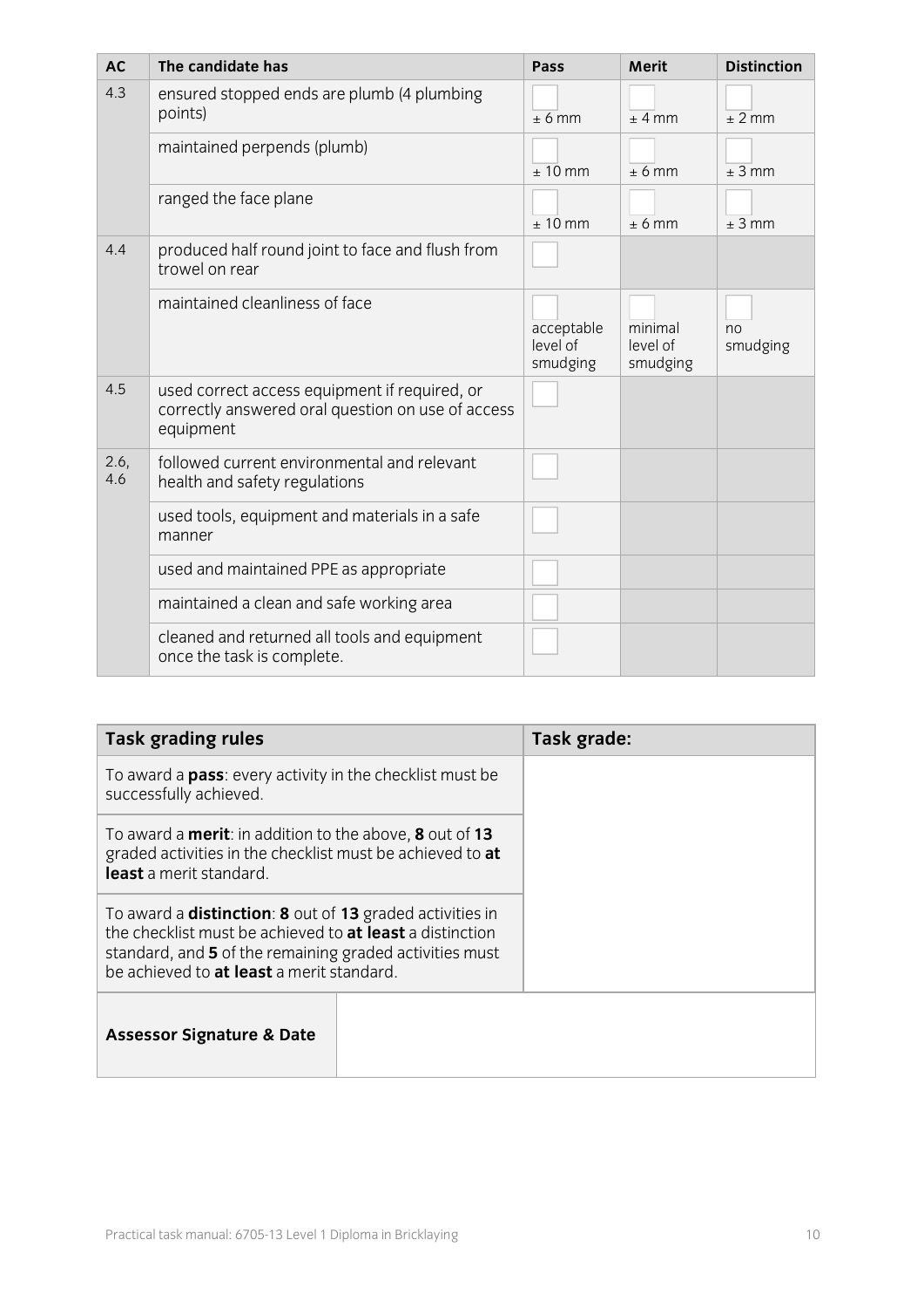| AC | The candidate has | Pass | Merit | Distinction |
|---|---|---|---|---|
| 4.3 | ensured stopped ends are plumb (4 plumbing points) | ± 6 mm | ± 4 mm | ± 2 mm |
| | maintained perpends (plumb) | ± 10 mm | ± 6 mm | ± 3 mm |
| | ranged the face plane | ± 10 mm | ± 6 mm | ± 3 mm |
| 4.4 | produced half round joint to face and flush from trowel on rear | | | |
| | maintained cleanliness of face | acceptable level of smudging | minimal level of smudging | no smudging |
| 4.5 | used correct access equipment if required, or correctly answered oral question on use of access equipment | | | |
| 2.6, 4.6 | followed current environmental and relevant health and safety regulations | | | |
| | used tools, equipment and materials in a safe manner | | | |
| | used and maintained PPE as appropriate | | | |
| | maintained a clean and safe working area | | | |
| | cleaned and returned all tools and equipment once the task is complete. | | | |

| Task grading rules | Task grade: |
|---|---|
| To award a **pass**: every activity in the checklist must be successfully achieved. | |
| To award a **merit**: in addition to the above, **8** out of **13** graded activities in the checklist must be achieved to **at least** a merit standard. | |
| To award a **distinction**: **8** out of **13** graded activities in the checklist must be achieved to **at least** a distinction standard, and **5** of the remaining graded activities must be achieved to **at least** a merit standard. | |

| **Assessor Signature & Date** | |
|---|---|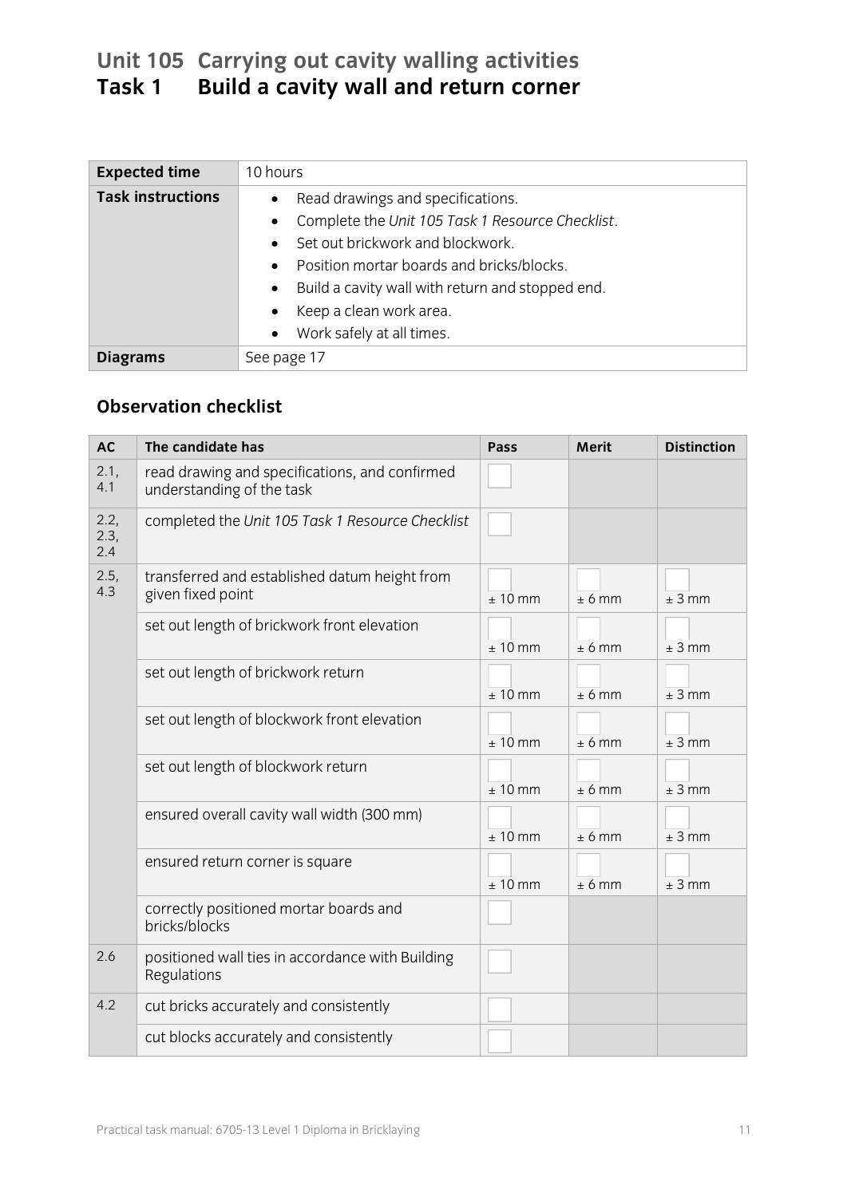# Unit 105 Carrying out cavity walling activities
## Task 1 Build a cavity wall and return corner

| | |
|---|---|
| **Expected time** | 10 hours |
| **Task instructions** | • Read drawings and specifications.<br>• Complete the *Unit 105 Task 1 Resource Checklist*.<br>• Set out brickwork and blockwork.<br>• Position mortar boards and bricks/blocks.<br>• Build a cavity wall with return and stopped end.<br>• Keep a clean work area.<br>• Work safely at all times. |
| **Diagrams** | See page 17 |

### Observation checklist

| AC | The candidate has | Pass | Merit | Distinction |
|---|---|---|---|---|
| 2.1, 4.1 | read drawing and specifications, and confirmed understanding of the task | ☐ | | |
| 2.2, 2.3, 2.4 | completed the *Unit 105 Task 1 Resource Checklist* | ☐ | | |
| 2.5, 4.3 | transferred and established datum height from given fixed point | ☐ ± 10 mm | ☐ ± 6 mm | ☐ ± 3 mm |
| | set out length of brickwork front elevation | ☐ ± 10 mm | ☐ ± 6 mm | ☐ ± 3 mm |
| | set out length of brickwork return | ☐ ± 10 mm | ☐ ± 6 mm | ☐ ± 3 mm |
| | set out length of blockwork front elevation | ☐ ± 10 mm | ☐ ± 6 mm | ☐ ± 3 mm |
| | set out length of blockwork return | ☐ ± 10 mm | ☐ ± 6 mm | ☐ ± 3 mm |
| | ensured overall cavity wall width (300 mm) | ☐ ± 10 mm | ☐ ± 6 mm | ☐ ± 3 mm |
| | ensured return corner is square | ☐ ± 10 mm | ☐ ± 6 mm | ☐ ± 3 mm |
| | correctly positioned mortar boards and bricks/blocks | ☐ | | |
| 2.6 | positioned wall ties in accordance with Building Regulations | ☐ | | |
| 4.2 | cut bricks accurately and consistently | ☐ | | |
| | cut blocks accurately and consistently | ☐ | | |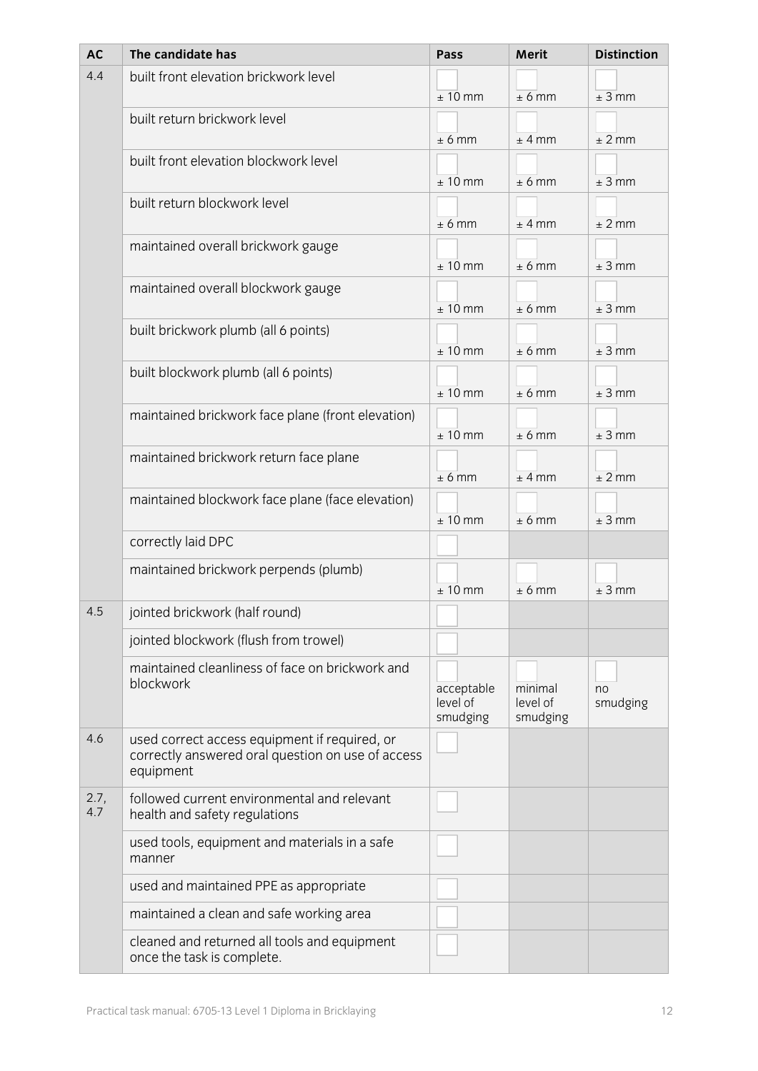| AC | The candidate has | Pass | Merit | Distinction |
|---|---|---|---|---|
| 4.4 | built front elevation brickwork level | ± 10 mm | ± 6 mm | ± 3 mm |
| | built return brickwork level | ± 6 mm | ± 4 mm | ± 2 mm |
| | built front elevation blockwork level | ± 10 mm | ± 6 mm | ± 3 mm |
| | built return blockwork level | ± 6 mm | ± 4 mm | ± 2 mm |
| | maintained overall brickwork gauge | ± 10 mm | ± 6 mm | ± 3 mm |
| | maintained overall blockwork gauge | ± 10 mm | ± 6 mm | ± 3 mm |
| | built brickwork plumb (all 6 points) | ± 10 mm | ± 6 mm | ± 3 mm |
| | built blockwork plumb (all 6 points) | ± 10 mm | ± 6 mm | ± 3 mm |
| | maintained brickwork face plane (front elevation) | ± 10 mm | ± 6 mm | ± 3 mm |
| | maintained brickwork return face plane | ± 6 mm | ± 4 mm | ± 2 mm |
| | maintained blockwork face plane (face elevation) | ± 10 mm | ± 6 mm | ± 3 mm |
| | correctly laid DPC | | | |
| | maintained brickwork perpends (plumb) | ± 10 mm | ± 6 mm | ± 3 mm |
| 4.5 | jointed brickwork (half round) | | | |
| | jointed blockwork (flush from trowel) | | | |
| | maintained cleanliness of face on brickwork and blockwork | acceptable level of smudging | minimal level of smudging | no smudging |
| 4.6 | used correct access equipment if required, or correctly answered oral question on use of access equipment | | | |
| 2.7, 4.7 | followed current environmental and relevant health and safety regulations | | | |
| | used tools, equipment and materials in a safe manner | | | |
| | used and maintained PPE as appropriate | | | |
| | maintained a clean and safe working area | | | |
| | cleaned and returned all tools and equipment once the task is complete. | | | |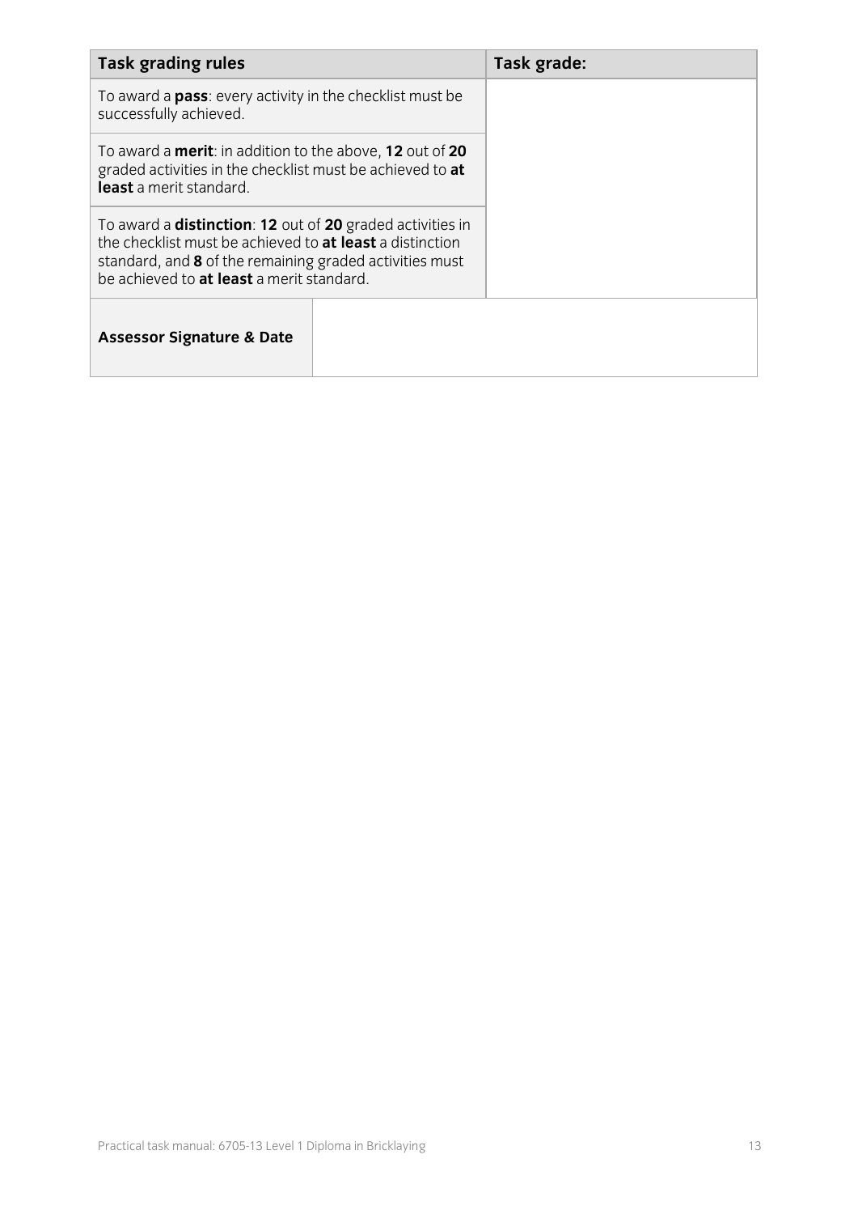| Task grading rules | Task grade: |
| --- | --- |
| To award a **pass**: every activity in the checklist must be successfully achieved. | |
| To award a **merit**: in addition to the above, **12** out of **20** graded activities in the checklist must be achieved to **at least** a merit standard. | |
| To award a **distinction**: **12** out of **20** graded activities in the checklist must be achieved to **at least** a distinction standard, and **8** of the remaining graded activities must be achieved to **at least** a merit standard. | |
| **Assessor Signature & Date** | |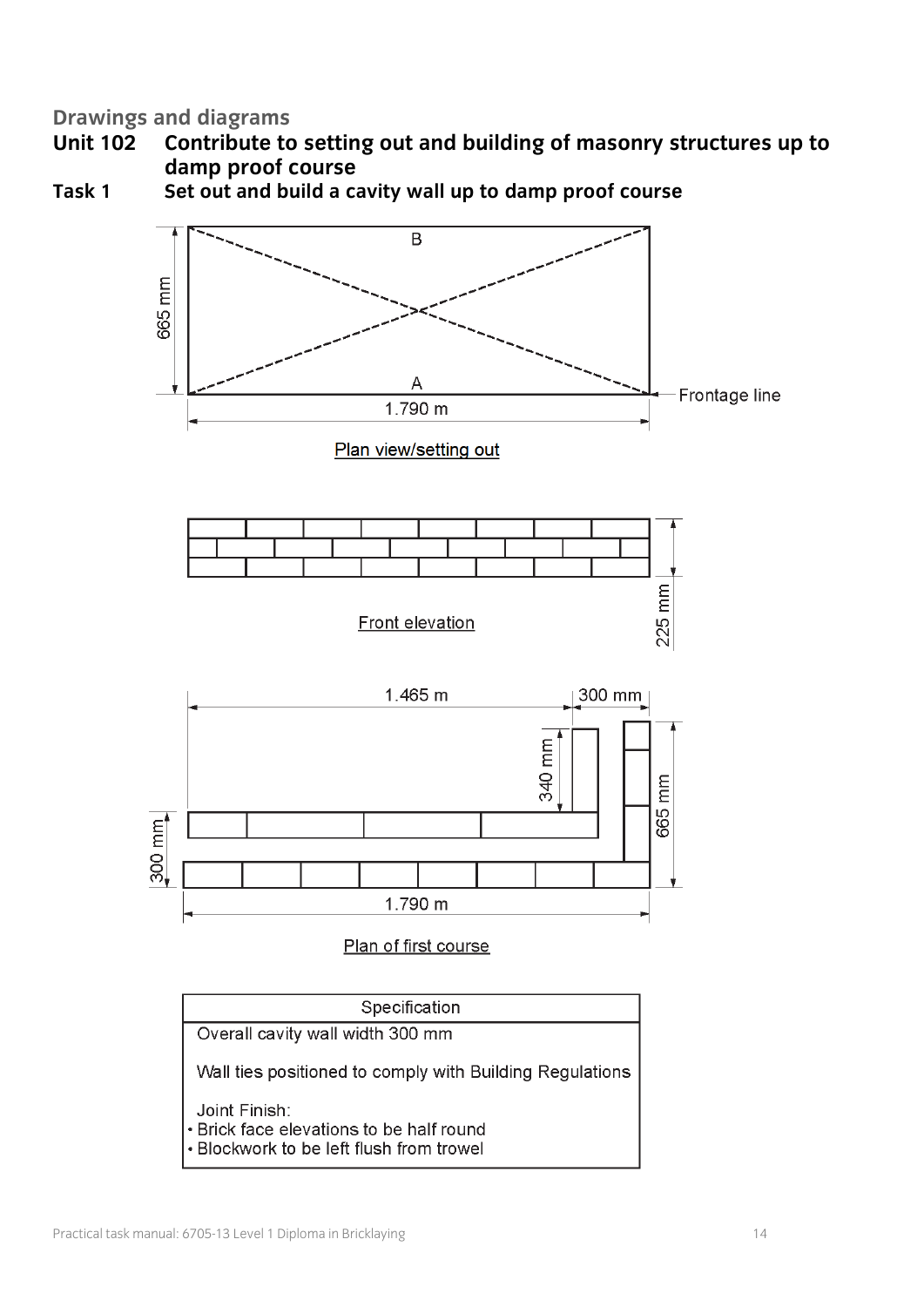## Drawings and diagrams

## Unit 102 Contribute to setting out and building of masonry structures up to damp proof course

### Task 1 Set out and build a cavity wall up to damp proof course

B

665 mm

A

1.790 m

Frontage line

Plan view/setting out

225 mm

Front elevation

1.465 m

300 mm

340 mm

665 mm

300 mm

1.790 m

Plan of first course

| Specification |
| --- |
| Overall cavity wall width 300 mm<br><br>Wall ties positioned to comply with Building Regulations<br><br>Joint Finish:<br>• Brick face elevations to be half round<br>• Blockwork to be left flush from trowel |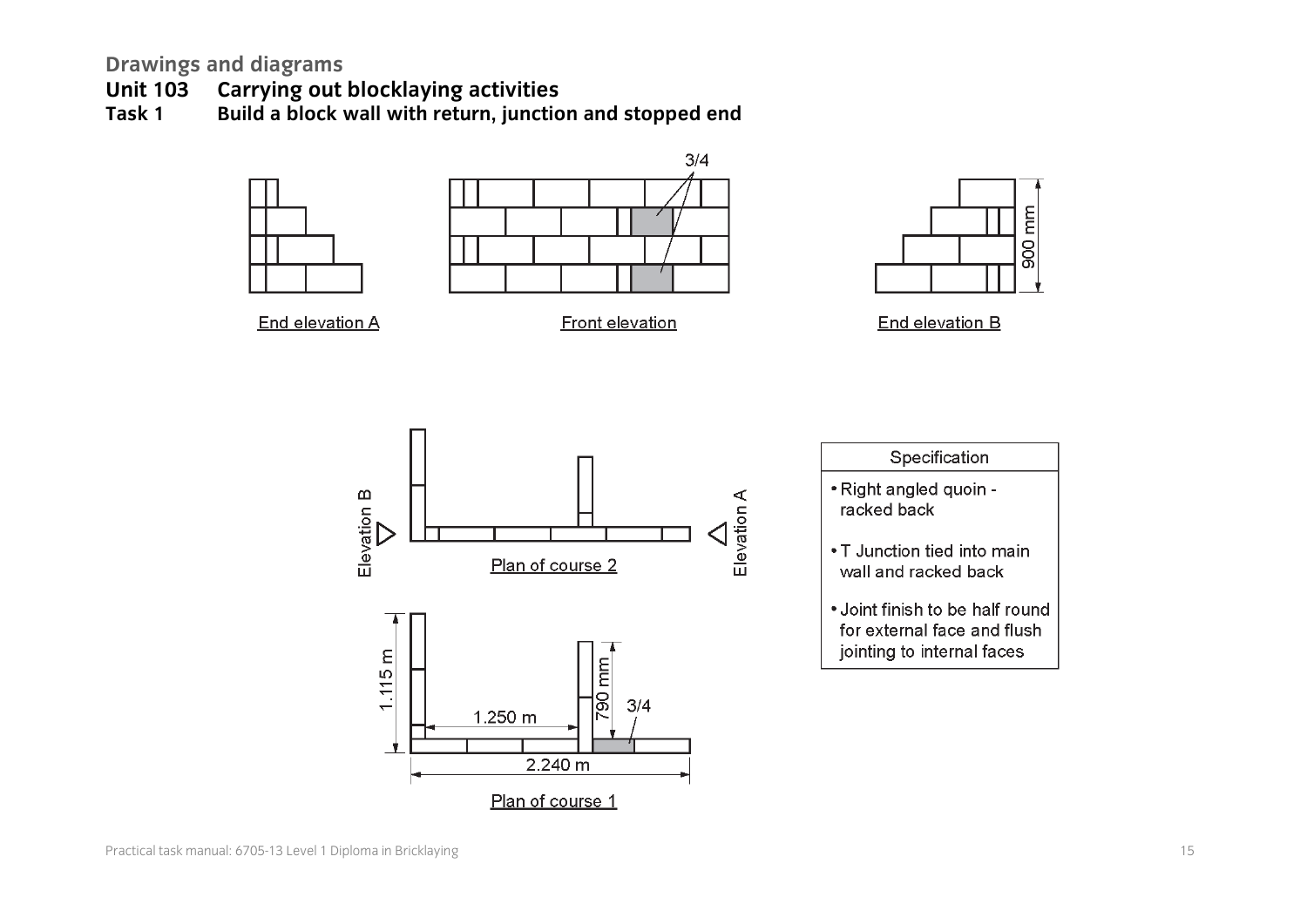**Drawings and diagrams**

# Unit 103 Carrying out blocklaying activities

## Task 1 Build a block wall with return, junction and stopped end

3/4

End elevation A

Front elevation

900 mm

End elevation B

Elevation B

Plan of course 2

Elevation A

1.115 m

790 mm

3/4

1.250 m

2.240 m

Plan of course 1

| Specification |
|---|
| • Right angled quoin - racked back<br>• T Junction tied into main wall and racked back<br>• Joint finish to be half round for external face and flush jointing to internal faces |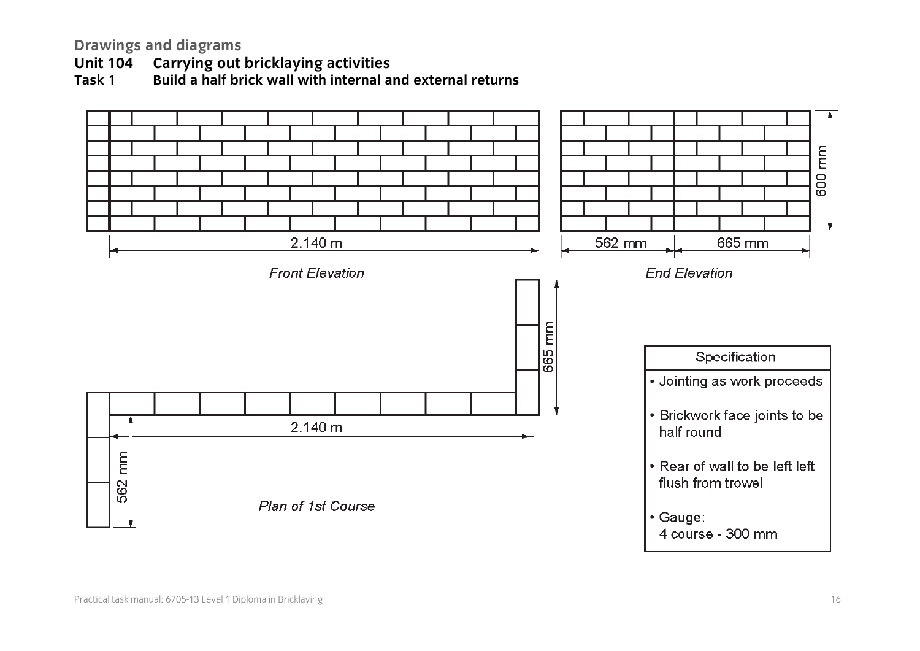**Drawings and diagrams**

**Unit 104 Carrying out bricklaying activities**

**Task 1 Build a half brick wall with internal and external returns**

2.140 m

*Front Elevation*

562 mm

665 mm

600 mm

*End Elevation*

665 mm

2.140 m

562 mm

*Plan of 1st Course*

| Specification |
| --- |
| • Jointing as work proceeds |
| • Brickwork face joints to be half round |
| • Rear of wall to be left left flush from trowel |
| • Gauge: 4 course - 300 mm |

Practical task manual: 6705-13 Level 1 Diploma in Bricklaying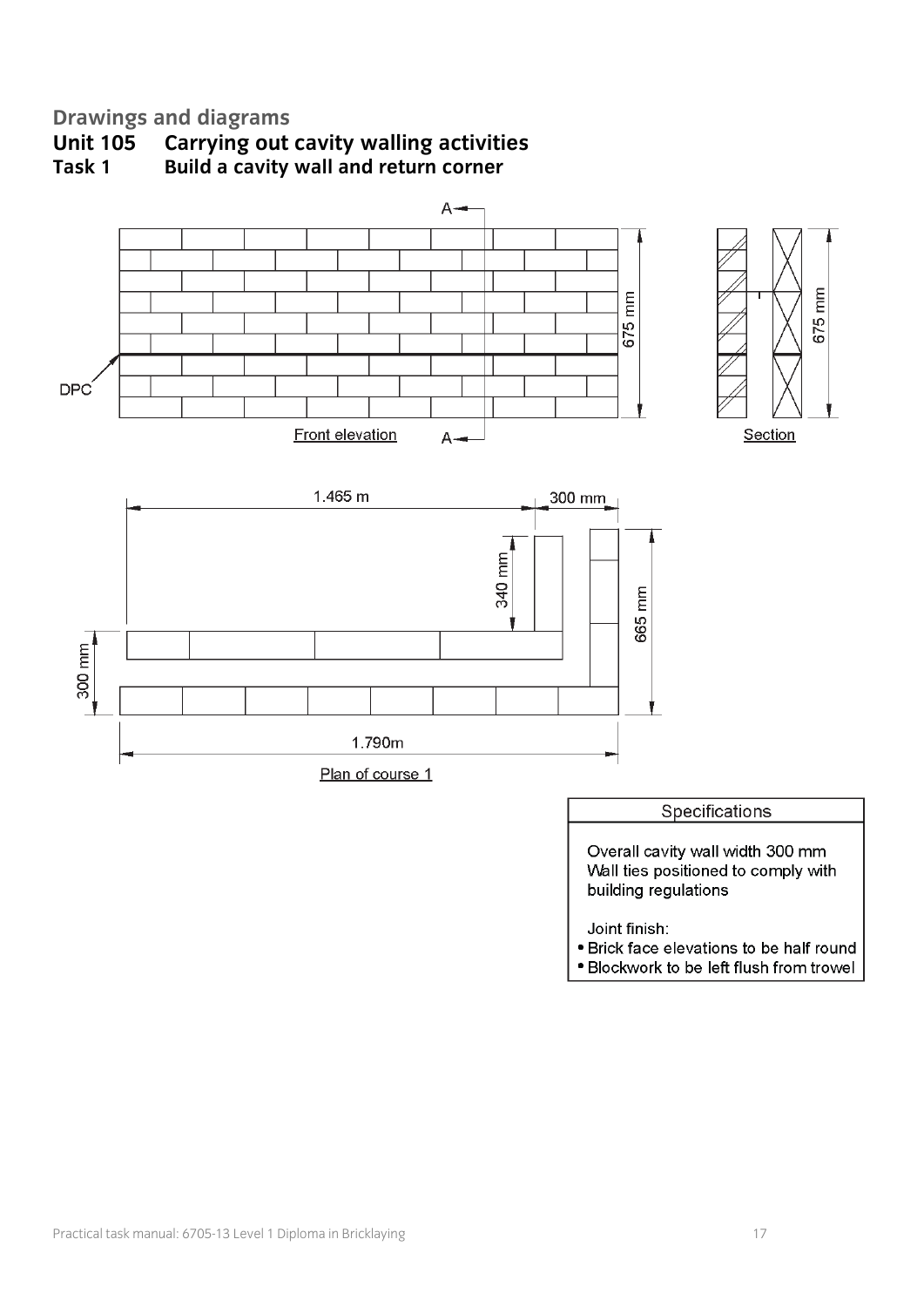## Drawings and diagrams

### Unit 105 Carrying out cavity walling activities

### Task 1 Build a cavity wall and return corner

A

675 mm

DPC

Front elevation

A

675 mm

Section

1.465 m

300 mm

340 mm

665 mm

300 mm

1.790m

Plan of course 1

| Specifications |
| --- |
| Overall cavity wall width 300 mm<br>Wall ties positioned to comply with building regulations<br><br>Joint finish:<br>• Brick face elevations to be half round<br>• Blockwork to be left flush from trowel |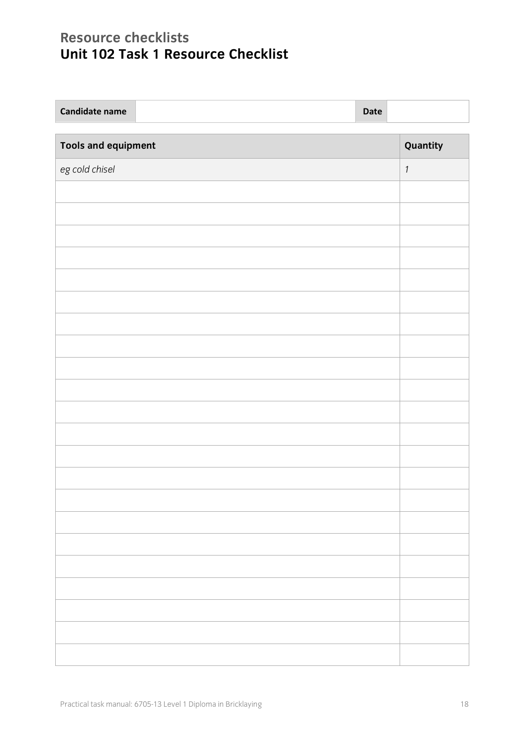## Resource checklists

# Unit 102 Task 1 Resource Checklist

| Candidate name | | Date | |
|---|---|---|---|

| Tools and equipment | Quantity |
|---|---|
| *eg cold chisel* | *1* |
| | |
| | |
| | |
| | |
| | |
| | |
| | |
| | |
| | |
| | |
| | |
| | |
| | |
| | |
| | |
| | |
| | |
| | |
| | |
| | |
| | |
| | |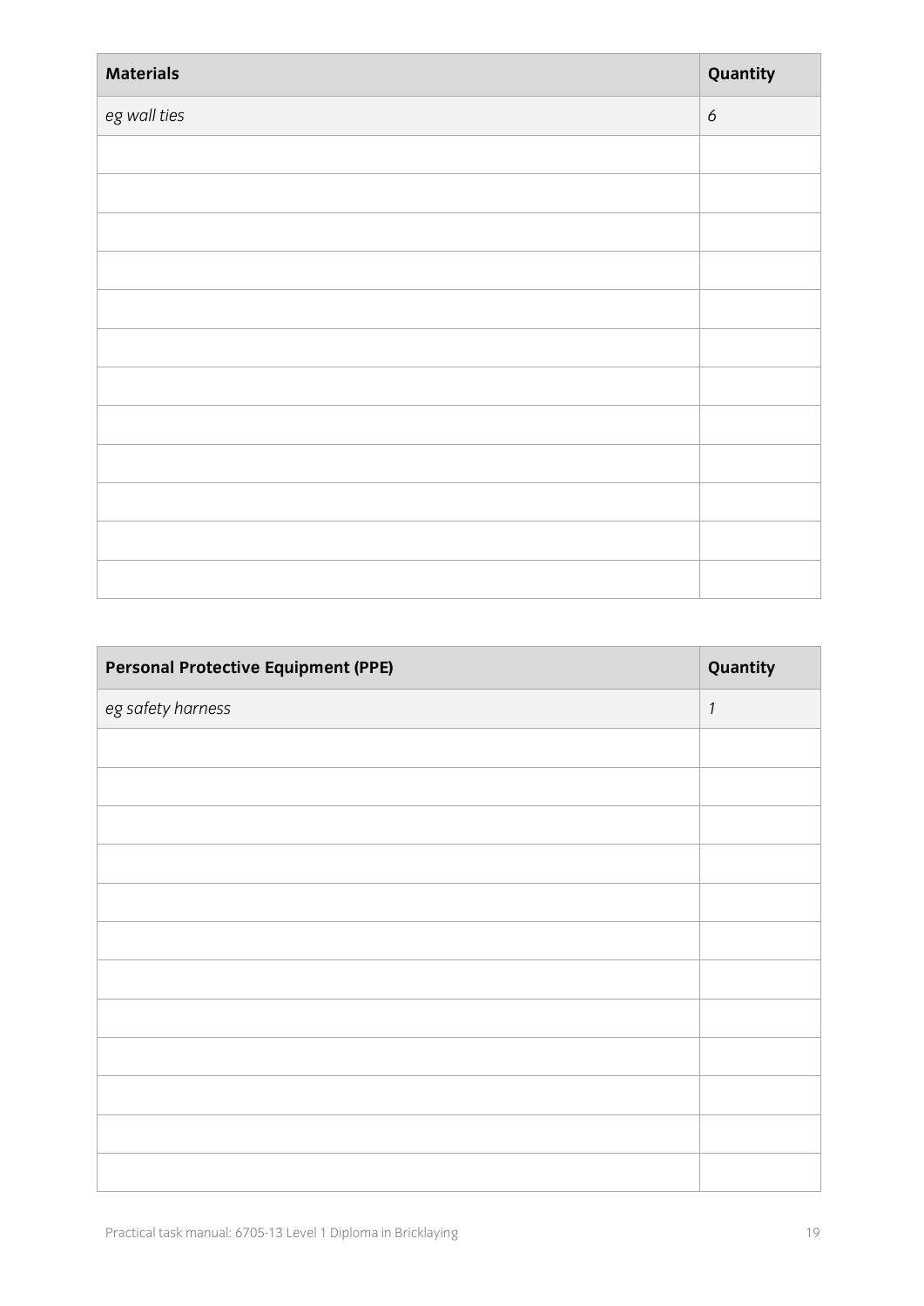| Materials | Quantity |
|---|---|
| *eg wall ties* | *6* |
| | |
| | |
| | |
| | |
| | |
| | |
| | |
| | |
| | |
| | |
| | |
| | |

| Personal Protective Equipment (PPE) | Quantity |
|---|---|
| *eg safety harness* | *1* |
| | |
| | |
| | |
| | |
| | |
| | |
| | |
| | |
| | |
| | |
| | |
| | |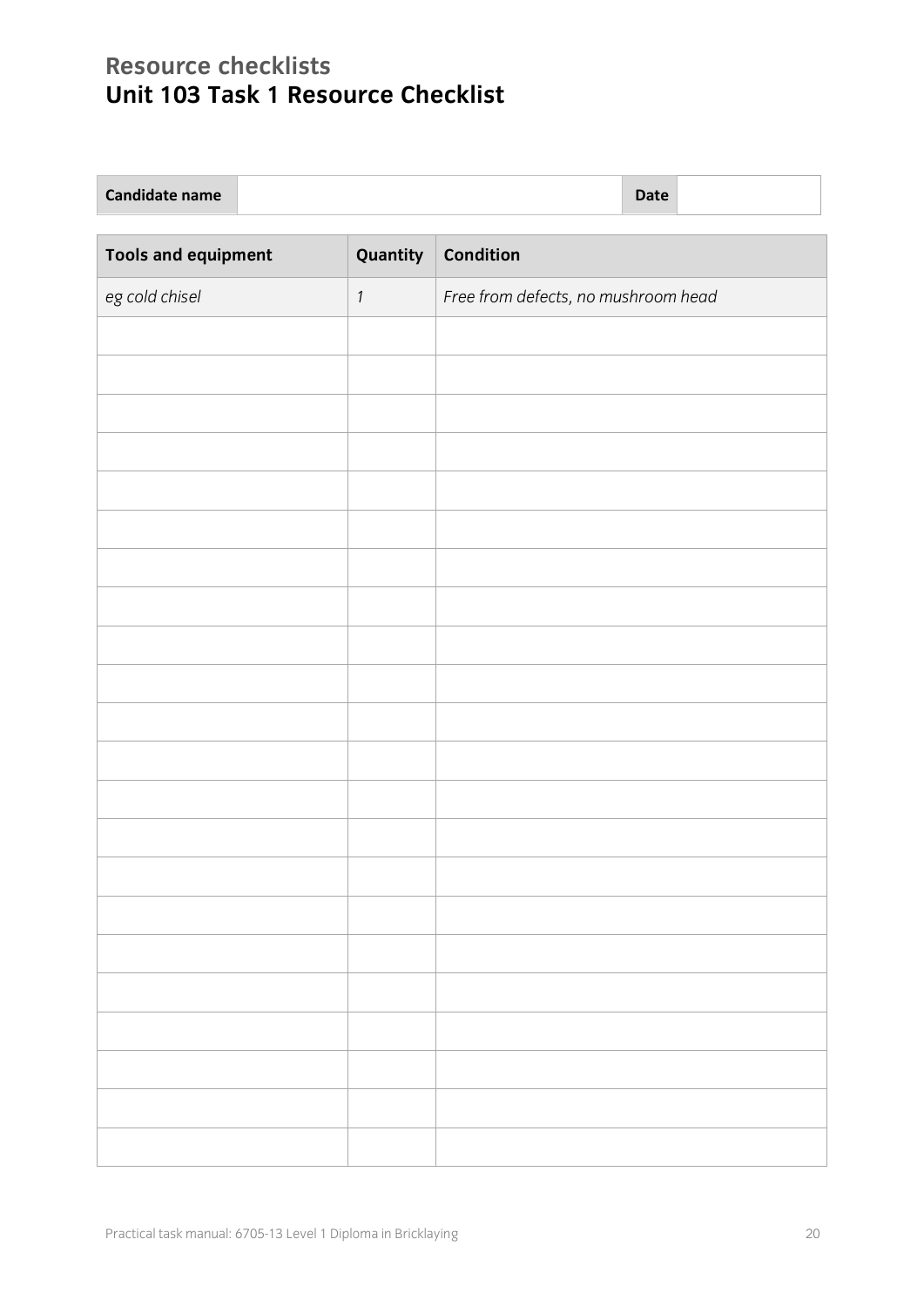## Resource checklists

# Unit 103 Task 1 Resource Checklist

| Candidate name | | Date | |
|---|---|---|---|

| Tools and equipment | Quantity | Condition |
|---|---|---|
| *eg cold chisel* | *1* | *Free from defects, no mushroom head* |
| | | |
| | | |
| | | |
| | | |
| | | |
| | | |
| | | |
| | | |
| | | |
| | | |
| | | |
| | | |
| | | |
| | | |
| | | |
| | | |
| | | |
| | | |
| | | |
| | | |
| | | |
| | | |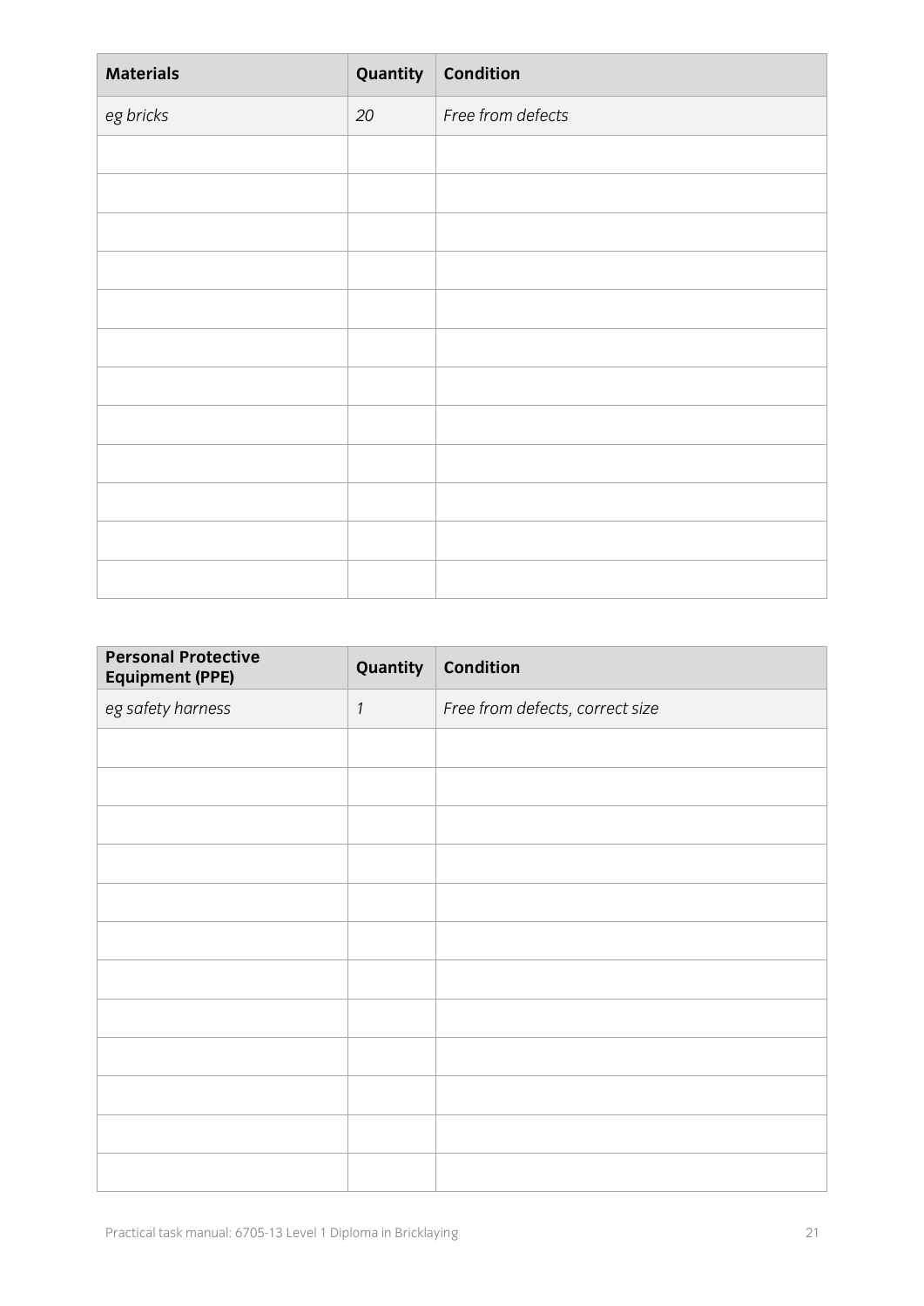| Materials | Quantity | Condition |
| --- | --- | --- |
| *eg bricks* | *20* | *Free from defects* |
| | | |
| | | |
| | | |
| | | |
| | | |
| | | |
| | | |
| | | |
| | | |
| | | |
| | | |
| | | |

| Personal Protective Equipment (PPE) | Quantity | Condition |
| --- | --- | --- |
| *eg safety harness* | *1* | *Free from defects, correct size* |
| | | |
| | | |
| | | |
| | | |
| | | |
| | | |
| | | |
| | | |
| | | |
| | | |
| | | |
| | | |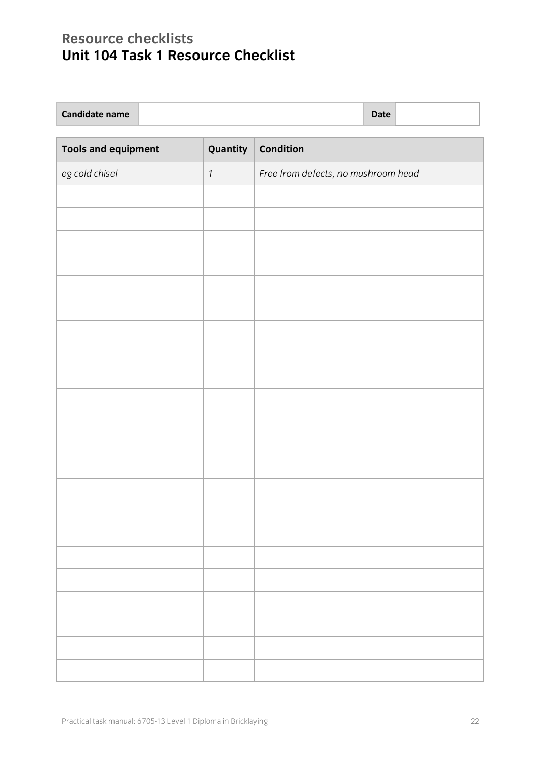## Resource checklists

## Unit 104 Task 1 Resource Checklist

| Candidate name | | Date | |
|---|---|---|---|

| Tools and equipment | Quantity | Condition |
|---|---|---|
| *eg cold chisel* | *1* | *Free from defects, no mushroom head* |
| | | |
| | | |
| | | |
| | | |
| | | |
| | | |
| | | |
| | | |
| | | |
| | | |
| | | |
| | | |
| | | |
| | | |
| | | |
| | | |
| | | |
| | | |
| | | |
| | | |
| | | |
| | | |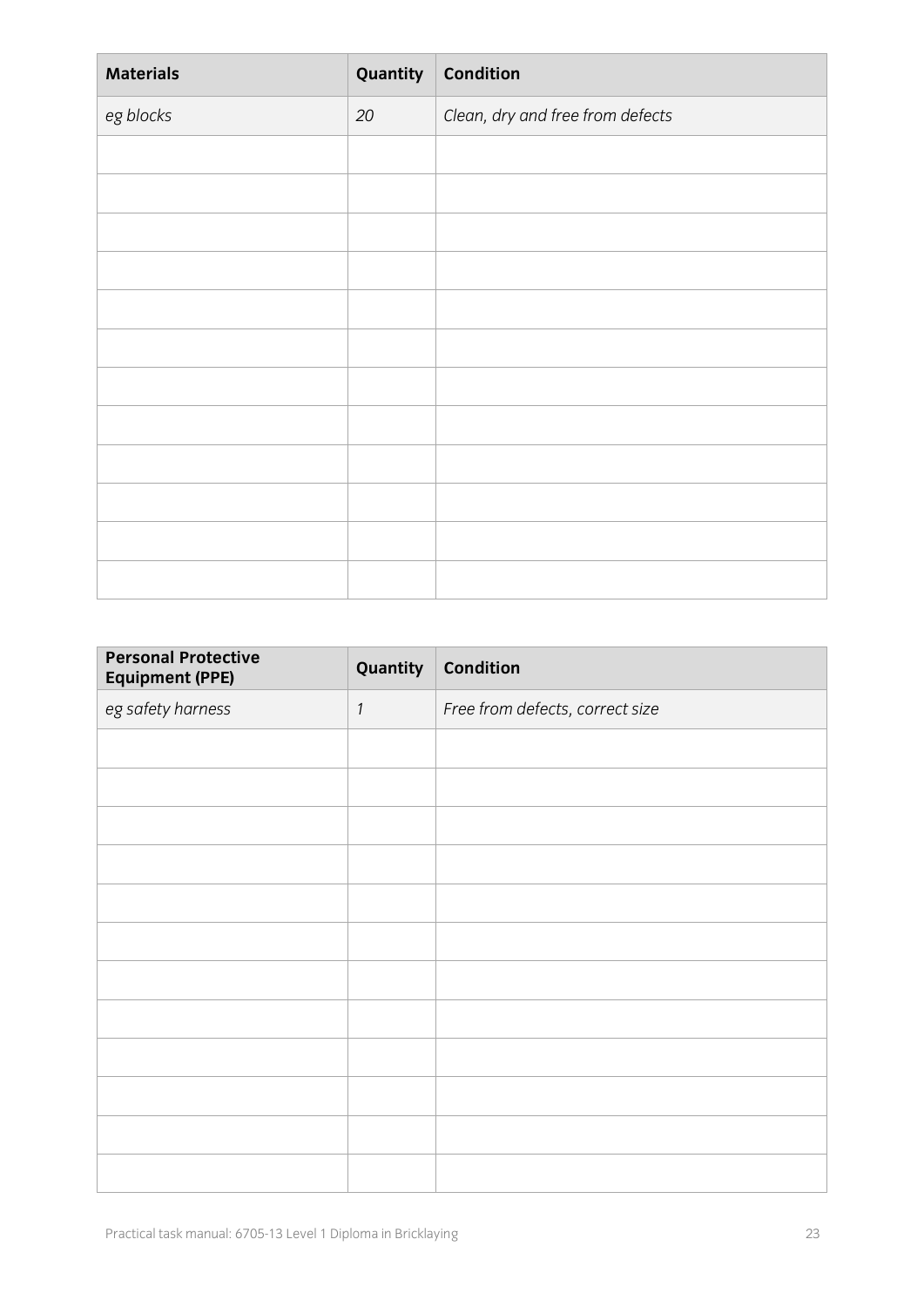| Materials | Quantity | Condition |
| --- | --- | --- |
| *eg blocks* | *20* | *Clean, dry and free from defects* |
| | | |
| | | |
| | | |
| | | |
| | | |
| | | |
| | | |
| | | |
| | | |
| | | |
| | | |
| | | |

| Personal Protective Equipment (PPE) | Quantity | Condition |
| --- | --- | --- |
| *eg safety harness* | *1* | *Free from defects, correct size* |
| | | |
| | | |
| | | |
| | | |
| | | |
| | | |
| | | |
| | | |
| | | |
| | | |
| | | |
| | | |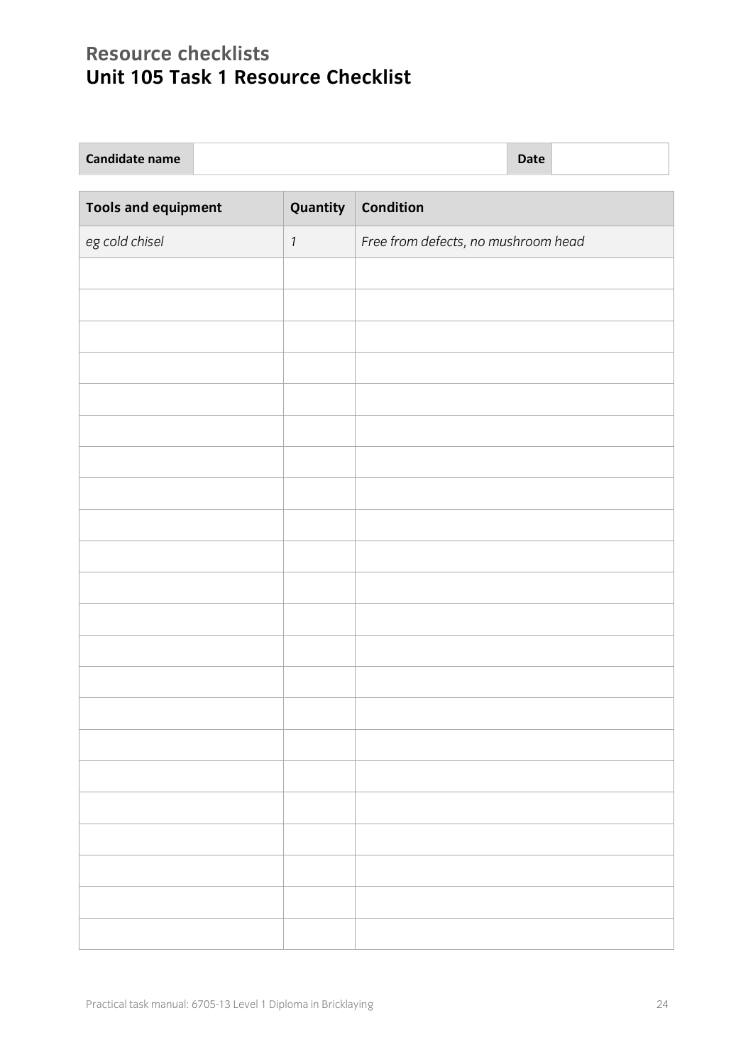## Resource checklists

# Unit 105 Task 1 Resource Checklist

| Candidate name | | Date | |
|---|---|---|---|

| Tools and equipment | Quantity | Condition |
|---|---|---|
| *eg cold chisel* | *1* | *Free from defects, no mushroom head* |
| | | |
| | | |
| | | |
| | | |
| | | |
| | | |
| | | |
| | | |
| | | |
| | | |
| | | |
| | | |
| | | |
| | | |
| | | |
| | | |
| | | |
| | | |
| | | |
| | | |
| | | |
| | | |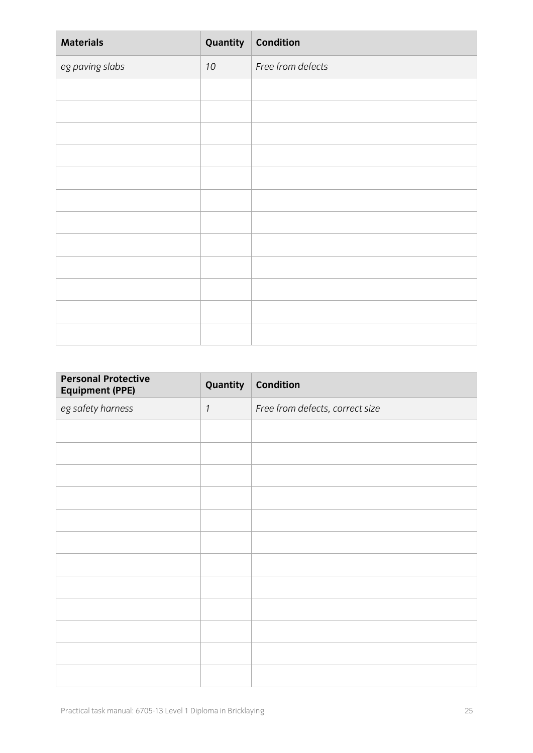| Materials | Quantity | Condition |
| --- | --- | --- |
| *eg paving slabs* | *10* | *Free from defects* |
| | | |
| | | |
| | | |
| | | |
| | | |
| | | |
| | | |
| | | |
| | | |
| | | |
| | | |
| | | |

| Personal Protective Equipment (PPE) | Quantity | Condition |
| --- | --- | --- |
| *eg safety harness* | *1* | *Free from defects, correct size* |
| | | |
| | | |
| | | |
| | | |
| | | |
| | | |
| | | |
| | | |
| | | |
| | | |
| | | |
| | | |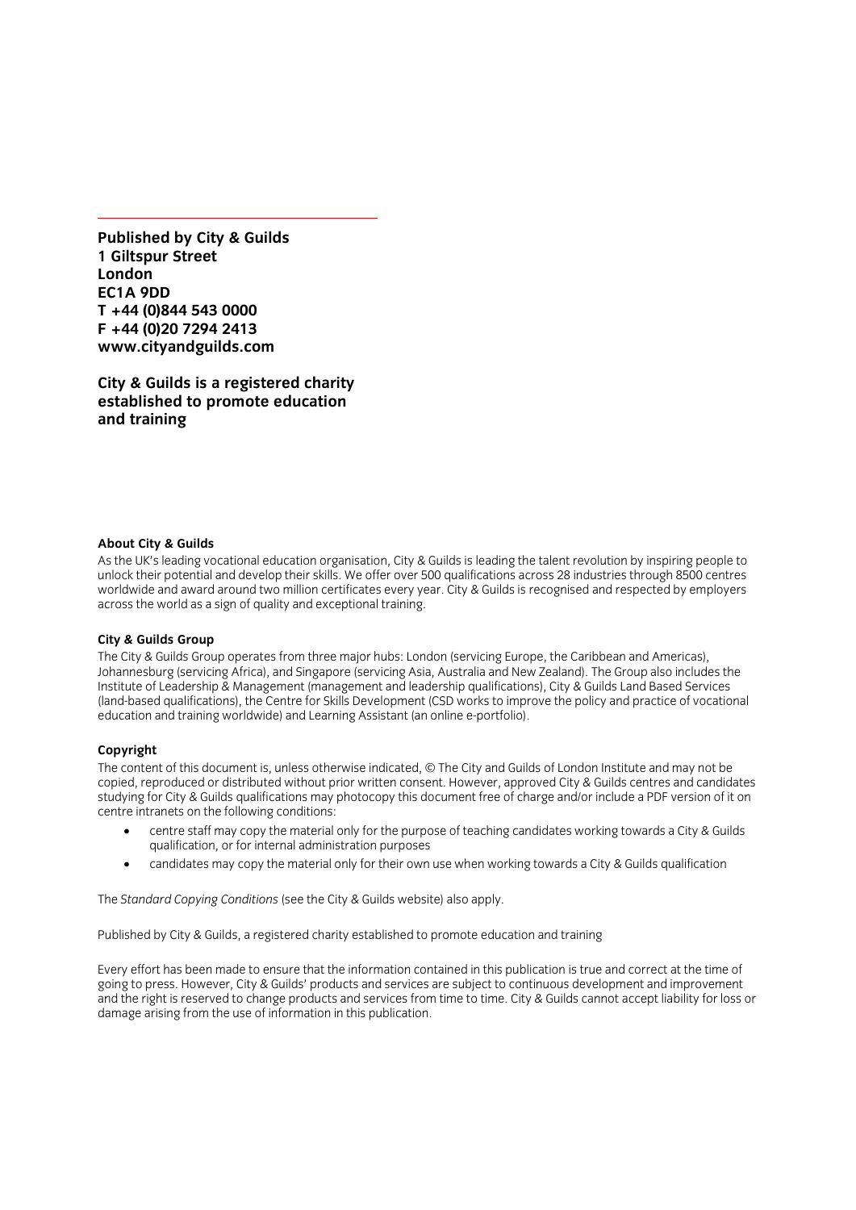**Published by City & Guilds**
**1 Giltspur Street**
**London**
**EC1A 9DD**
**T +44 (0)844 543 0000**
**F +44 (0)20 7294 2413**
**www.cityandguilds.com**

**City & Guilds is a registered charity established to promote education and training**

**About City & Guilds**

As the UK's leading vocational education organisation, City & Guilds is leading the talent revolution by inspiring people to unlock their potential and develop their skills. We offer over 500 qualifications across 28 industries through 8500 centres worldwide and award around two million certificates every year. City & Guilds is recognised and respected by employers across the world as a sign of quality and exceptional training.

**City & Guilds Group**

The City & Guilds Group operates from three major hubs: London (servicing Europe, the Caribbean and Americas), Johannesburg (servicing Africa), and Singapore (servicing Asia, Australia and New Zealand). The Group also includes the Institute of Leadership & Management (management and leadership qualifications), City & Guilds Land Based Services (land-based qualifications), the Centre for Skills Development (CSD works to improve the policy and practice of vocational education and training worldwide) and Learning Assistant (an online e-portfolio).

**Copyright**

The content of this document is, unless otherwise indicated, © The City and Guilds of London Institute and may not be copied, reproduced or distributed without prior written consent. However, approved City & Guilds centres and candidates studying for City & Guilds qualifications may photocopy this document free of charge and/or include a PDF version of it on centre intranets on the following conditions:

- centre staff may copy the material only for the purpose of teaching candidates working towards a City & Guilds qualification, or for internal administration purposes
- candidates may copy the material only for their own use when working towards a City & Guilds qualification

The *Standard Copying Conditions* (see the City & Guilds website) also apply.

Published by City & Guilds, a registered charity established to promote education and training

Every effort has been made to ensure that the information contained in this publication is true and correct at the time of going to press. However, City & Guilds' products and services are subject to continuous development and improvement and the right is reserved to change products and services from time to time. City & Guilds cannot accept liability for loss or damage arising from the use of information in this publication.